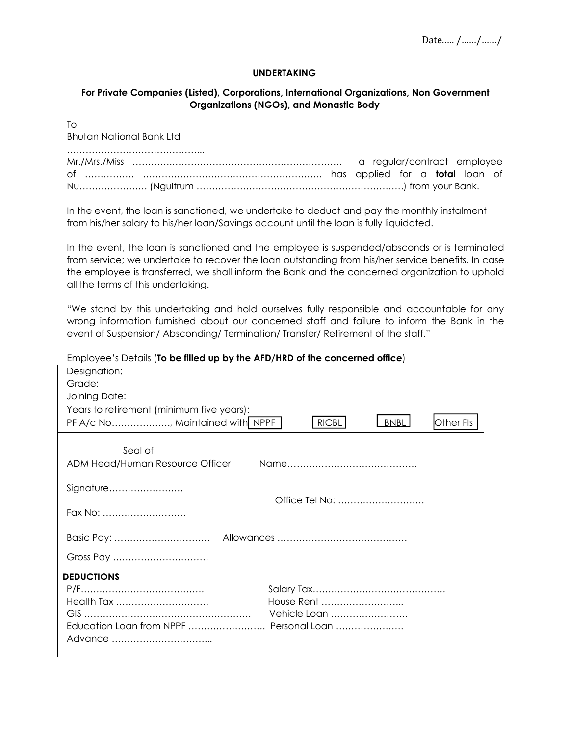Date….. /……/……/

**UNDERTAKING**

**For Private Companies (Listed), Corporations, International Organizations, Non Government Organizations (NGOs), and Monastic Body**

To
Bhutan National Bank Ltd
……………………………………...

Mr./Mrs./Miss ………………………………………………………… a regular/contract employee of ……………. …………………………………………………. has applied for a **total** loan of Nu…………………. (Ngultrum ………………………………………………………….) from your Bank.

In the event, the loan is sanctioned, we undertake to deduct and pay the monthly instalment from his/her salary to his/her loan/Savings account until the loan is fully liquidated.

In the event, the loan is sanctioned and the employee is suspended/absconds or is terminated from service; we undertake to recover the loan outstanding from his/her service benefits. In case the employee is transferred, we shall inform the Bank and the concerned organization to uphold all the terms of this undertaking.

"We stand by this undertaking and hold ourselves fully responsible and accountable for any wrong information furnished about our concerned staff and failure to inform the Bank in the event of Suspension/ Absconding/ Termination/ Transfer/ Retirement of the staff."

Employee's Details (**To be filled up by the AFD/HRD of the concerned office**)

Designation:
Grade:
Joining Date:
Years to retirement (minimum five years):
PF A/c No………………., Maintained with NPPF RICBL BNBL Other FIs

Seal of
ADM Head/Human Resource Officer Name……………………………………

Signature……………………

Office Tel No: ……………………….

Fax No: ………………………

Basic Pay: ………………………….. Allowances ……………………………………

Gross Pay …………………………

**DEDUCTIONS**

P/F…………………………………. Salary Tax……………………………………
Health Tax ………………………… House Rent ……………………..
GIS ……………………………………………… Vehicle Loan …………………….
Education Loan from NPPF ……………………. Personal Loan ………………….
Advance …………………………...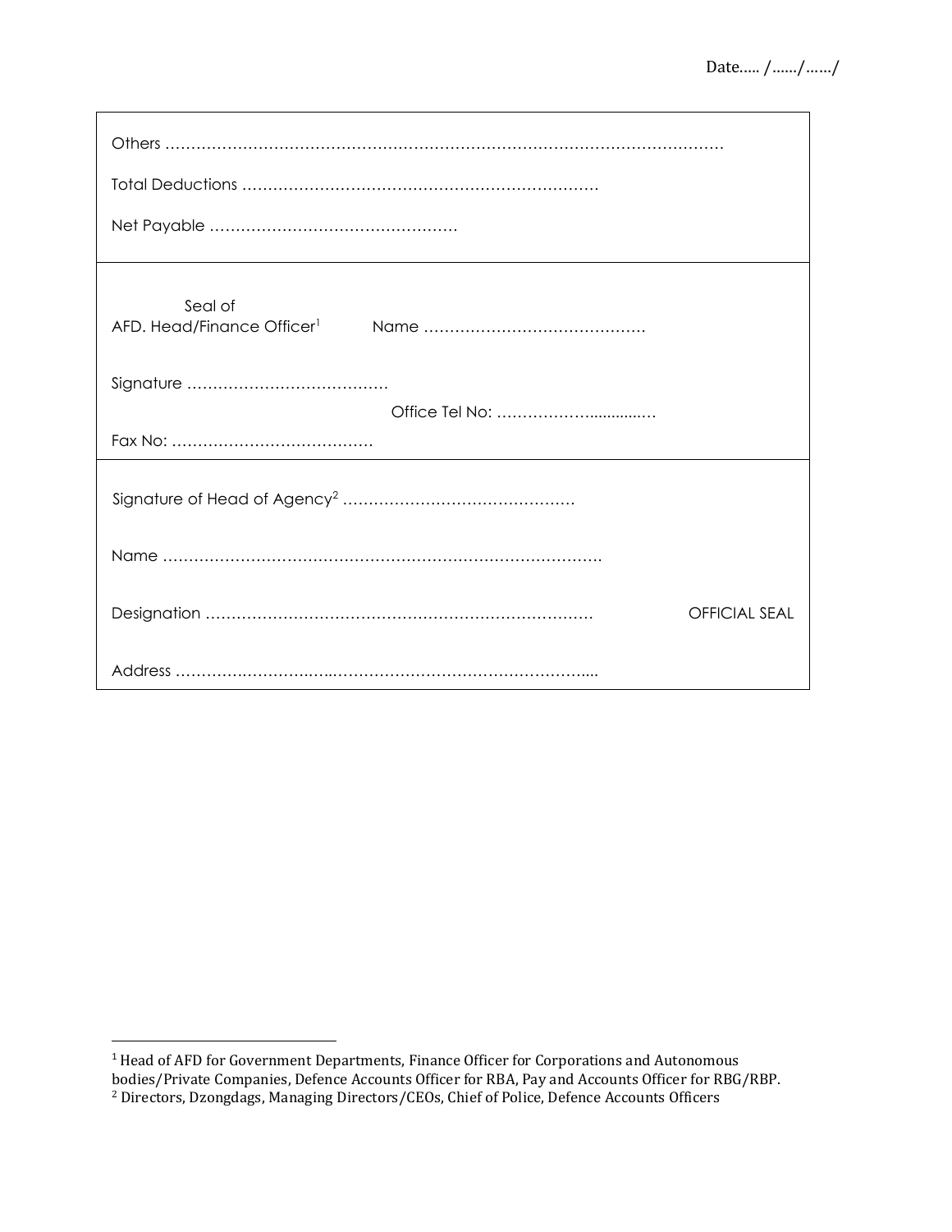Date….. /……/……/

Others ……………………………………………………………………………………………

Total Deductions ……………………………………………………………

Net Payable …………………………………………

Seal of
AFD. Head/Finance Officer[1] Name ……………………………………

Signature …………………………………

Office Tel No: ……………….............…

Fax No: …………………………………

Signature of Head of Agency[2] ………………………………………

Name ………………………………………………………………………….

Designation ………………………………………………………………… OFFICIAL SEAL

Address …………………….…..…………………………………………....

---

[1] Head of AFD for Government Departments, Finance Officer for Corporations and Autonomous bodies/Private Companies, Defence Accounts Officer for RBA, Pay and Accounts Officer for RBG/RBP.

[2] Directors, Dzongdags, Managing Directors/CEOs, Chief of Police, Defence Accounts Officers